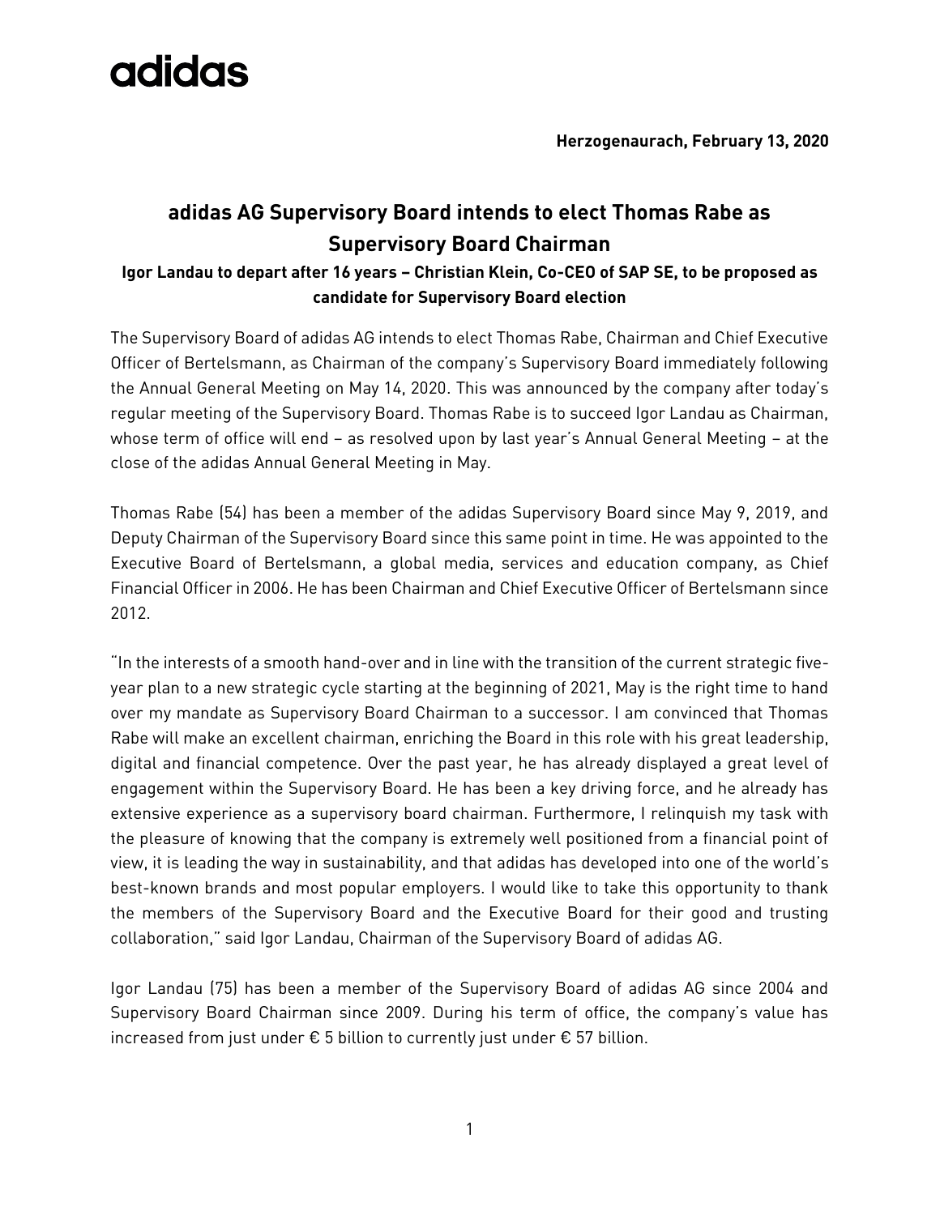adidas

**Herzogenaurach, February 13, 2020**

# adidas AG Supervisory Board intends to elect Thomas Rabe as Supervisory Board Chairman

### Igor Landau to depart after 16 years – Christian Klein, Co-CEO of SAP SE, to be proposed as candidate for Supervisory Board election

The Supervisory Board of adidas AG intends to elect Thomas Rabe, Chairman and Chief Executive Officer of Bertelsmann, as Chairman of the company's Supervisory Board immediately following the Annual General Meeting on May 14, 2020. This was announced by the company after today's regular meeting of the Supervisory Board. Thomas Rabe is to succeed Igor Landau as Chairman, whose term of office will end – as resolved upon by last year's Annual General Meeting – at the close of the adidas Annual General Meeting in May.

Thomas Rabe (54) has been a member of the adidas Supervisory Board since May 9, 2019, and Deputy Chairman of the Supervisory Board since this same point in time. He was appointed to the Executive Board of Bertelsmann, a global media, services and education company, as Chief Financial Officer in 2006. He has been Chairman and Chief Executive Officer of Bertelsmann since 2012.

"In the interests of a smooth hand-over and in line with the transition of the current strategic five-year plan to a new strategic cycle starting at the beginning of 2021, May is the right time to hand over my mandate as Supervisory Board Chairman to a successor. I am convinced that Thomas Rabe will make an excellent chairman, enriching the Board in this role with his great leadership, digital and financial competence. Over the past year, he has already displayed a great level of engagement within the Supervisory Board. He has been a key driving force, and he already has extensive experience as a supervisory board chairman. Furthermore, I relinquish my task with the pleasure of knowing that the company is extremely well positioned from a financial point of view, it is leading the way in sustainability, and that adidas has developed into one of the world's best-known brands and most popular employers. I would like to take this opportunity to thank the members of the Supervisory Board and the Executive Board for their good and trusting collaboration," said Igor Landau, Chairman of the Supervisory Board of adidas AG.

Igor Landau (75) has been a member of the Supervisory Board of adidas AG since 2004 and Supervisory Board Chairman since 2009. During his term of office, the company's value has increased from just under € 5 billion to currently just under € 57 billion.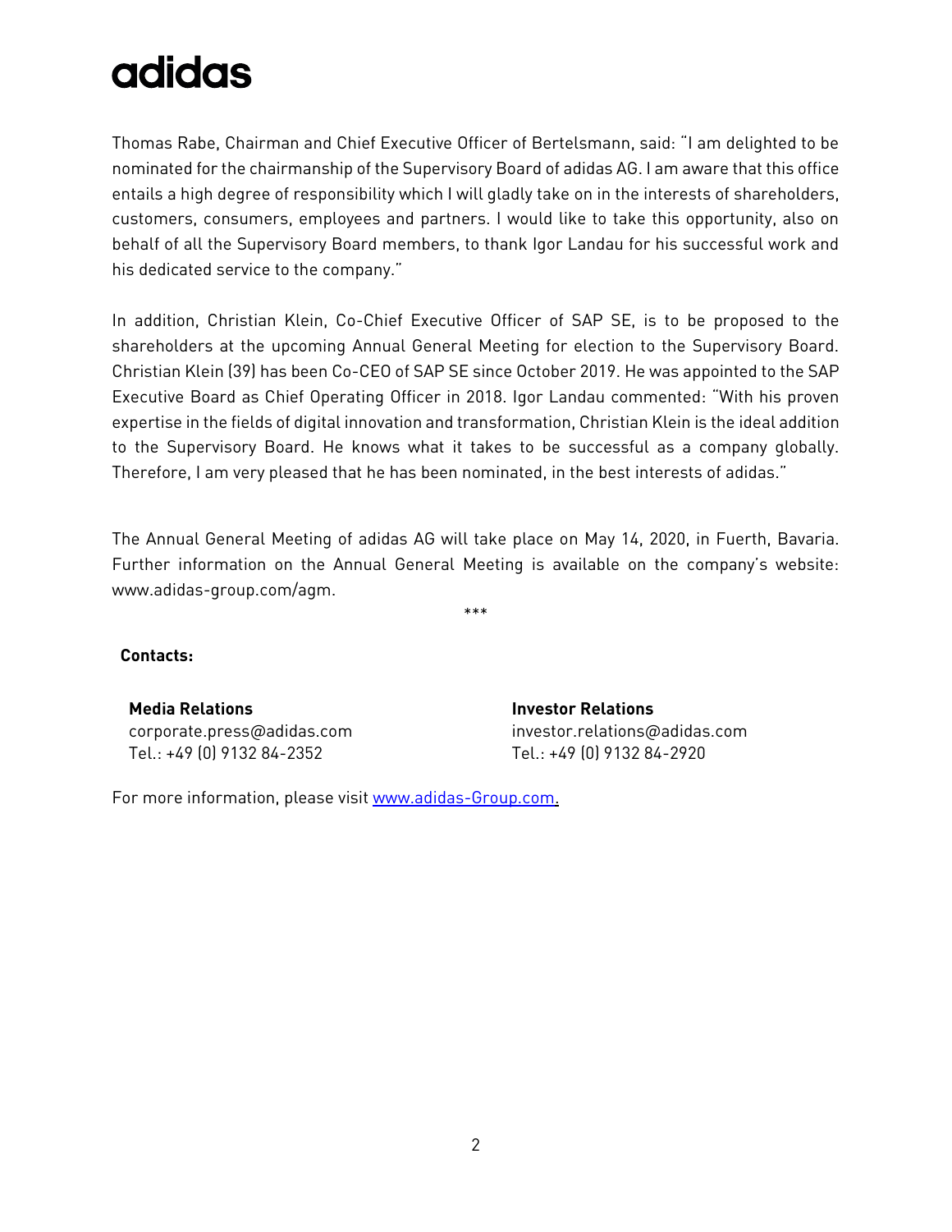Thomas Rabe, Chairman and Chief Executive Officer of Bertelsmann, said: "I am delighted to be nominated for the chairmanship of the Supervisory Board of adidas AG. I am aware that this office entails a high degree of responsibility which I will gladly take on in the interests of shareholders, customers, consumers, employees and partners. I would like to take this opportunity, also on behalf of all the Supervisory Board members, to thank Igor Landau for his successful work and his dedicated service to the company."

In addition, Christian Klein, Co-Chief Executive Officer of SAP SE, is to be proposed to the shareholders at the upcoming Annual General Meeting for election to the Supervisory Board. Christian Klein (39) has been Co-CEO of SAP SE since October 2019. He was appointed to the SAP Executive Board as Chief Operating Officer in 2018. Igor Landau commented: "With his proven expertise in the fields of digital innovation and transformation, Christian Klein is the ideal addition to the Supervisory Board. He knows what it takes to be successful as a company globally. Therefore, I am very pleased that he has been nominated, in the best interests of adidas."

The Annual General Meeting of adidas AG will take place on May 14, 2020, in Fuerth, Bavaria. Further information on the Annual General Meeting is available on the company's website: www.adidas-group.com/agm.

***

**Contacts:**

**Media Relations**
corporate.press@adidas.com
Tel.: +49 (0) 9132 84-2352

**Investor Relations**
investor.relations@adidas.com
Tel.: +49 (0) 9132 84-2920

For more information, please visit [www.adidas-Group.com](http://www.adidas-Group.com).